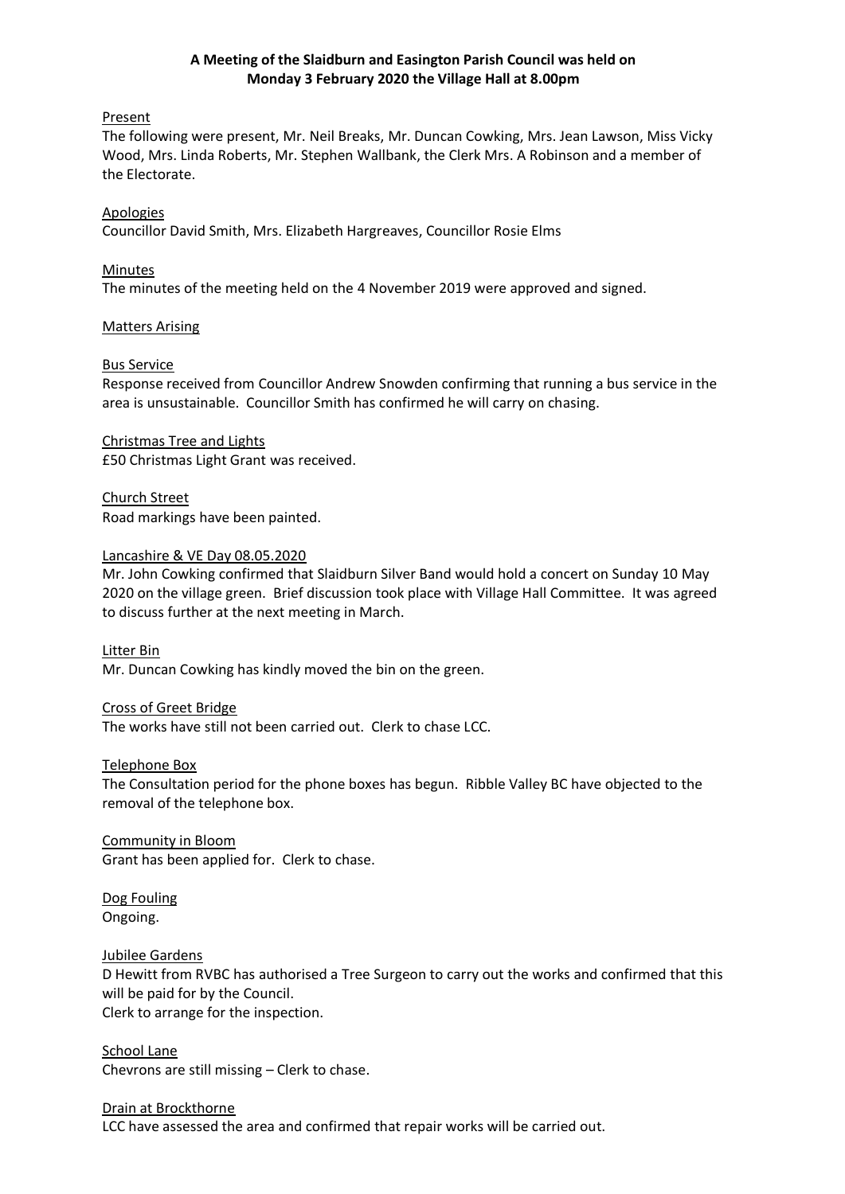**A Meeting of the Slaidburn and Easington Parish Council was held on Monday 3 February 2020 the Village Hall at 8.00pm**

<u>Present</u>

The following were present, Mr. Neil Breaks, Mr. Duncan Cowking, Mrs. Jean Lawson, Miss Vicky Wood, Mrs. Linda Roberts, Mr. Stephen Wallbank, the Clerk Mrs. A Robinson and a member of the Electorate.

<u>Apologies</u>

Councillor David Smith, Mrs. Elizabeth Hargreaves, Councillor Rosie Elms

<u>Minutes</u>

The minutes of the meeting held on the 4 November 2019 were approved and signed.

<u>Matters Arising</u>

<u>Bus Service</u>

Response received from Councillor Andrew Snowden confirming that running a bus service in the area is unsustainable. Councillor Smith has confirmed he will carry on chasing.

<u>Christmas Tree and Lights</u>

£50 Christmas Light Grant was received.

<u>Church Street</u>

Road markings have been painted.

<u>Lancashire & VE Day 08.05.2020</u>

Mr. John Cowking confirmed that Slaidburn Silver Band would hold a concert on Sunday 10 May 2020 on the village green. Brief discussion took place with Village Hall Committee. It was agreed to discuss further at the next meeting in March.

<u>Litter Bin</u>

Mr. Duncan Cowking has kindly moved the bin on the green.

<u>Cross of Greet Bridge</u>

The works have still not been carried out. Clerk to chase LCC.

<u>Telephone Box</u>

The Consultation period for the phone boxes has begun. Ribble Valley BC have objected to the removal of the telephone box.

<u>Community in Bloom</u>

Grant has been applied for. Clerk to chase.

<u>Dog Fouling</u>

Ongoing.

<u>Jubilee Gardens</u>

D Hewitt from RVBC has authorised a Tree Surgeon to carry out the works and confirmed that this will be paid for by the Council.
Clerk to arrange for the inspection.

<u>School Lane</u>

Chevrons are still missing – Clerk to chase.

<u>Drain at Brockthorne</u>

LCC have assessed the area and confirmed that repair works will be carried out.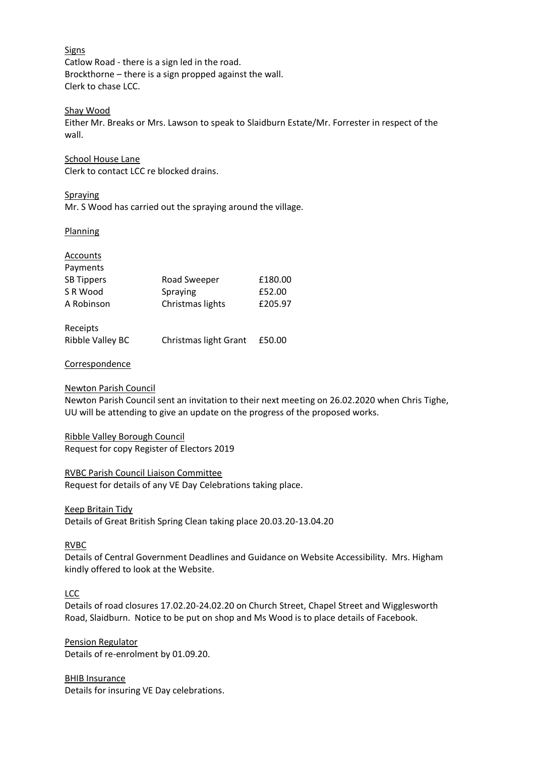Signs

Catlow Road - there is a sign led in the road.
Brockthorne – there is a sign propped against the wall.
Clerk to chase LCC.

Shay Wood

Either Mr. Breaks or Mrs. Lawson to speak to Slaidburn Estate/Mr. Forrester in respect of the wall.

School House Lane

Clerk to contact LCC re blocked drains.

Spraying

Mr. S Wood has carried out the spraying around the village.

Planning

Accounts

Payments

| | | |
|---|---|---|
| SB Tippers | Road Sweeper | £180.00 |
| S R Wood | Spraying | £52.00 |
| A Robinson | Christmas lights | £205.97 |

Receipts

| | | |
|---|---|---|
| Ribble Valley BC | Christmas light Grant | £50.00 |

Correspondence

Newton Parish Council

Newton Parish Council sent an invitation to their next meeting on 26.02.2020 when Chris Tighe, UU will be attending to give an update on the progress of the proposed works.

Ribble Valley Borough Council

Request for copy Register of Electors 2019

RVBC Parish Council Liaison Committee

Request for details of any VE Day Celebrations taking place.

Keep Britain Tidy

Details of Great British Spring Clean taking place 20.03.20-13.04.20

RVBC

Details of Central Government Deadlines and Guidance on Website Accessibility. Mrs. Higham kindly offered to look at the Website.

LCC

Details of road closures 17.02.20-24.02.20 on Church Street, Chapel Street and Wigglesworth Road, Slaidburn. Notice to be put on shop and Ms Wood is to place details of Facebook.

Pension Regulator

Details of re-enrolment by 01.09.20.

BHIB Insurance

Details for insuring VE Day celebrations.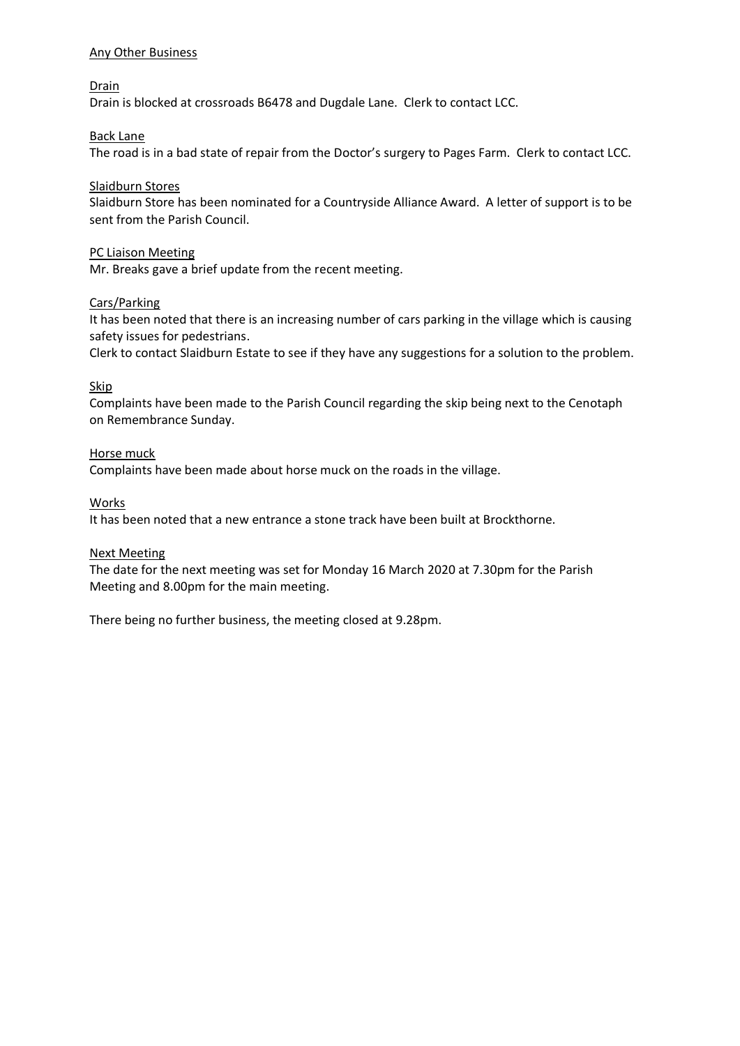## Any Other Business

### Drain

Drain is blocked at crossroads B6478 and Dugdale Lane. Clerk to contact LCC.

### Back Lane

The road is in a bad state of repair from the Doctor's surgery to Pages Farm. Clerk to contact LCC.

### Slaidburn Stores

Slaidburn Store has been nominated for a Countryside Alliance Award. A letter of support is to be sent from the Parish Council.

### PC Liaison Meeting

Mr. Breaks gave a brief update from the recent meeting.

### Cars/Parking

It has been noted that there is an increasing number of cars parking in the village which is causing safety issues for pedestrians.

Clerk to contact Slaidburn Estate to see if they have any suggestions for a solution to the problem.

### Skip

Complaints have been made to the Parish Council regarding the skip being next to the Cenotaph on Remembrance Sunday.

### Horse muck

Complaints have been made about horse muck on the roads in the village.

### Works

It has been noted that a new entrance a stone track have been built at Brockthorne.

### Next Meeting

The date for the next meeting was set for Monday 16 March 2020 at 7.30pm for the Parish Meeting and 8.00pm for the main meeting.

There being no further business, the meeting closed at 9.28pm.